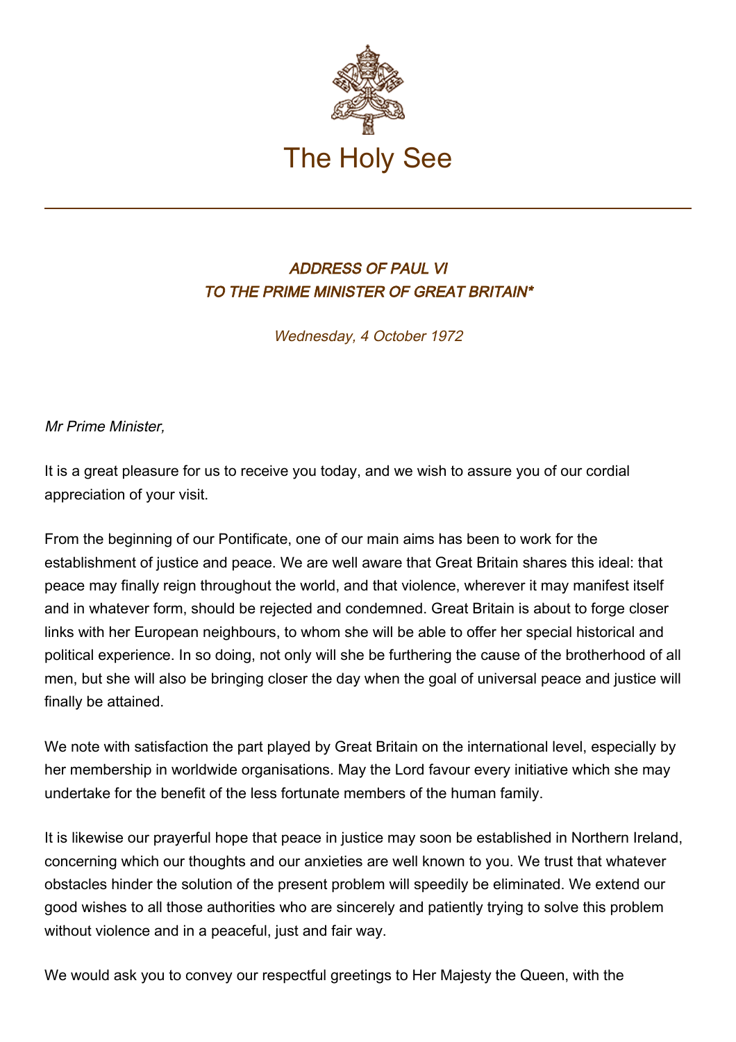# The Holy See

## *ADDRESS OF PAUL VI TO THE PRIME MINISTER OF GREAT BRITAIN**

*Wednesday, 4 October 1972*

*Mr Prime Minister,*

It is a great pleasure for us to receive you today, and we wish to assure you of our cordial appreciation of your visit.

From the beginning of our Pontificate, one of our main aims has been to work for the establishment of justice and peace. We are well aware that Great Britain shares this ideal: that peace may finally reign throughout the world, and that violence, wherever it may manifest itself and in whatever form, should be rejected and condemned. Great Britain is about to forge closer links with her European neighbours, to whom she will be able to offer her special historical and political experience. In so doing, not only will she be furthering the cause of the brotherhood of all men, but she will also be bringing closer the day when the goal of universal peace and justice will finally be attained.

We note with satisfaction the part played by Great Britain on the international level, especially by her membership in worldwide organisations. May the Lord favour every initiative which she may undertake for the benefit of the less fortunate members of the human family.

It is likewise our prayerful hope that peace in justice may soon be established in Northern Ireland, concerning which our thoughts and our anxieties are well known to you. We trust that whatever obstacles hinder the solution of the present problem will speedily be eliminated. We extend our good wishes to all those authorities who are sincerely and patiently trying to solve this problem without violence and in a peaceful, just and fair way.

We would ask you to convey our respectful greetings to Her Majesty the Queen, with the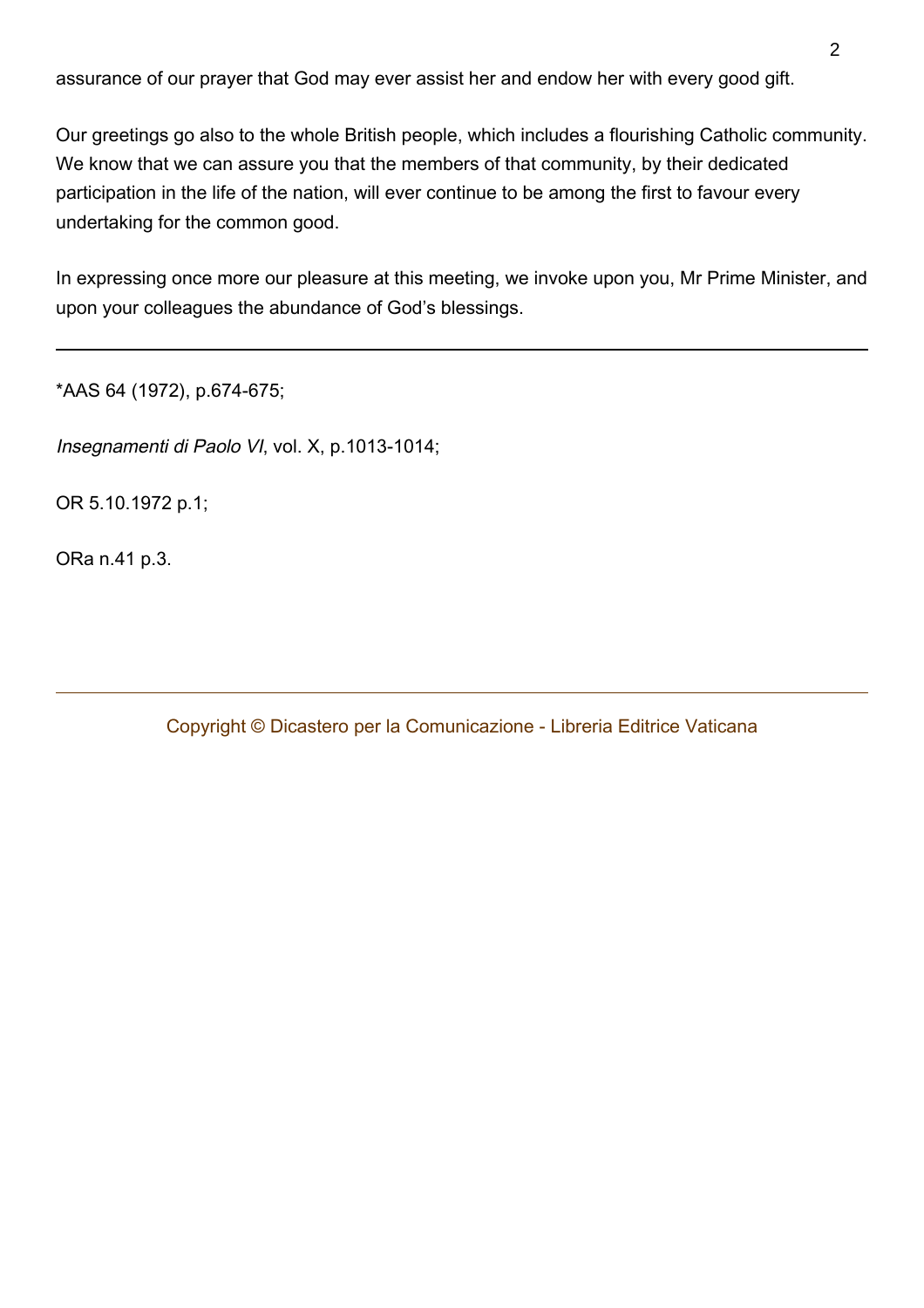assurance of our prayer that God may ever assist her and endow her with every good gift.

Our greetings go also to the whole British people, which includes a flourishing Catholic community. We know that we can assure you that the members of that community, by their dedicated participation in the life of the nation, will ever continue to be among the first to favour every undertaking for the common good.

In expressing once more our pleasure at this meeting, we invoke upon you, Mr Prime Minister, and upon your colleagues the abundance of God's blessings.

---

*AAS 64 (1972), p.674-675;

*Insegnamenti di Paolo VI*, vol. X, p.1013-1014;

OR 5.10.1972 p.1;

ORa n.41 p.3.

---

Copyright © Dicastero per la Comunicazione - Libreria Editrice Vaticana